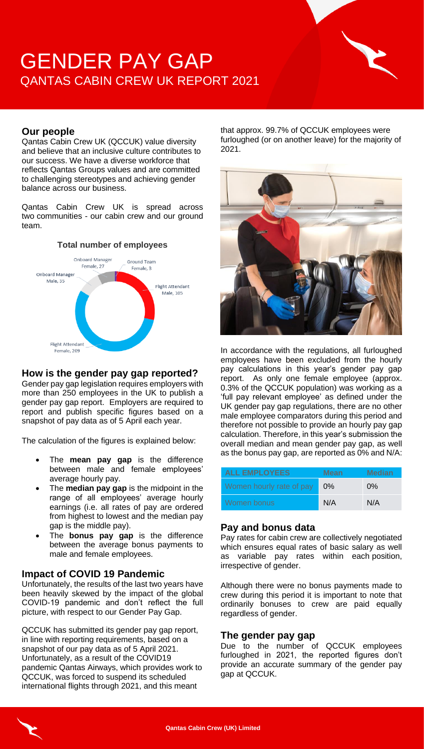# GENDER PAY GAP

## QANTAS CABIN CREW UK REPORT 2021

### Our people

Qantas Cabin Crew UK (QCCUK) value diversity and believe that an inclusive culture contributes to our success. We have a diverse workforce that reflects Qantas Groups values and are committed to challenging stereotypes and achieving gender balance across our business.

Qantas Cabin Crew UK is spread across two communities - our cabin crew and our ground team.

**Total number of employees**

- Onboard Manager Female, 27
- Ground Team Female, 3
- Onboard Manager Male, 35
- Flight Attendant Male, 105
- Flight Attendant Female, 209

### How is the gender pay gap reported?

Gender pay gap legislation requires employers with more than 250 employees in the UK to publish a gender pay gap report. Employers are required to report and publish specific figures based on a snapshot of pay data as of 5 April each year.

The calculation of the figures is explained below:

- The **mean pay gap** is the difference between male and female employees' average hourly pay.
- The **median pay gap** is the midpoint in the range of all employees' average hourly earnings (i.e. all rates of pay are ordered from highest to lowest and the median pay gap is the middle pay).
- The **bonus pay gap** is the difference between the average bonus payments to male and female employees.

### Impact of COVID 19 Pandemic

Unfortunately, the results of the last two years have been heavily skewed by the impact of the global COVID-19 pandemic and don't reflect the full picture, with respect to our Gender Pay Gap.

QCCUK has submitted its gender pay gap report, in line with reporting requirements, based on a snapshot of our pay data as of 5 April 2021. Unfortunately, as a result of the COVID19 pandemic Qantas Airways, which provides work to QCCUK, was forced to suspend its scheduled international flights through 2021, and this meant that approx. 99.7% of QCCUK employees were furloughed (or on another leave) for the majority of 2021.

In accordance with the regulations, all furloughed employees have been excluded from the hourly pay calculations in this year's gender pay gap report. As only one female employee (approx. 0.3% of the QCCUK population) was working as a 'full pay relevant employee' as defined under the UK gender pay gap regulations, there are no other male employee comparators during this period and therefore not possible to provide an hourly pay gap calculation. Therefore, in this year's submission the overall median and mean gender pay gap, as well as the bonus pay gap, are reported as 0% and N/A:

| ALL EMPLOYEES | Mean | Median |
|---|---|---|
| Women hourly rate of pay | 0% | 0% |
| Women bonus | N/A | N/A |

### Pay and bonus data

Pay rates for cabin crew are collectively negotiated which ensures equal rates of basic salary as well as variable pay rates within each position, irrespective of gender.

Although there were no bonus payments made to crew during this period it is important to note that ordinarily bonuses to crew are paid equally regardless of gender.

### The gender pay gap

Due to the number of QCCUK employees furloughed in 2021, the reported figures don't provide an accurate summary of the gender pay gap at QCCUK.

**Qantas Cabin Crew (UK) Limited**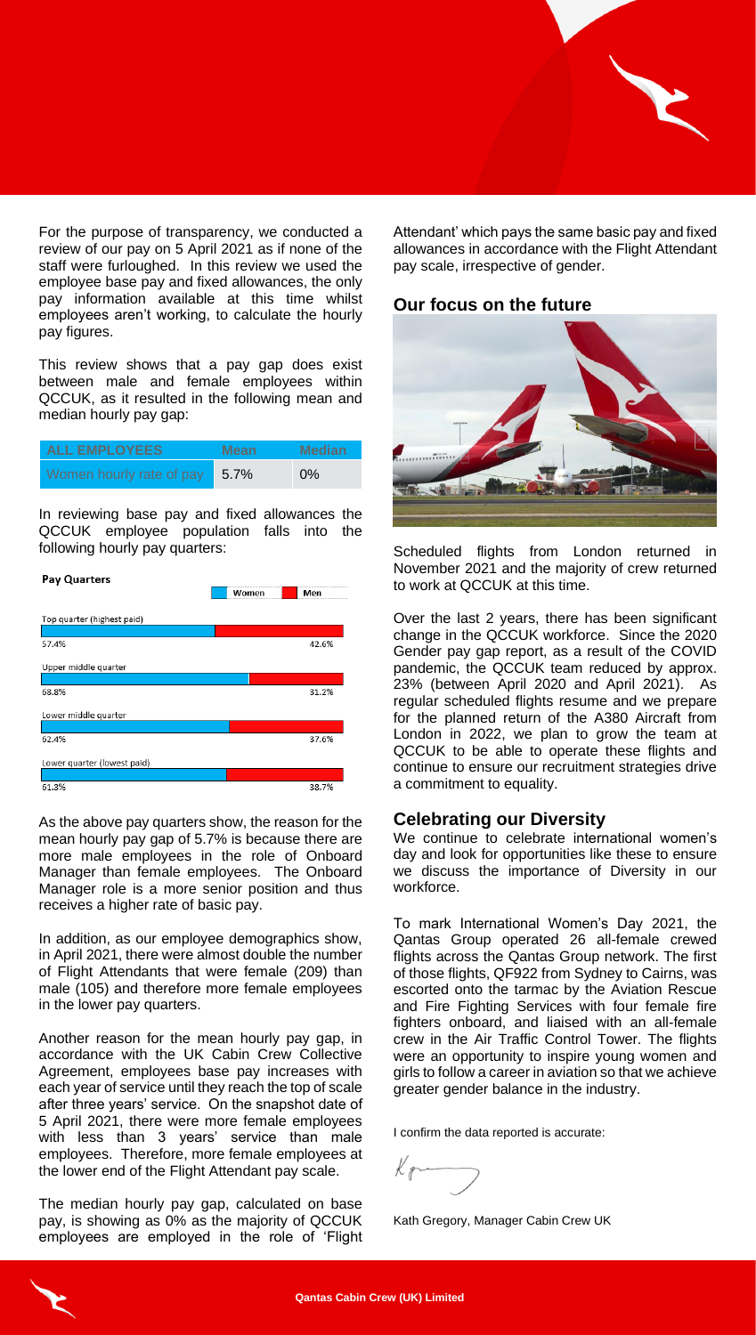For the purpose of transparency, we conducted a review of our pay on 5 April 2021 as if none of the staff were furloughed. In this review we used the employee base pay and fixed allowances, the only pay information available at this time whilst employees aren't working, to calculate the hourly pay figures.

This review shows that a pay gap does exist between male and female employees within QCCUK, as it resulted in the following mean and median hourly pay gap:

| ALL EMPLOYEES | Mean | Median |
|---|---|---|
| Women hourly rate of pay | 5.7% | 0% |

In reviewing base pay and fixed allowances the QCCUK employee population falls into the following hourly pay quarters:

**Pay Quarters**

Women
Men

Top quarter (highest paid)
57.4%
42.6%

Upper middle quarter
68.8%
31.2%

Lower middle quarter
62.4%
37.6%

Lower quarter (lowest paid)
61.3%
38.7%

As the above pay quarters show, the reason for the mean hourly pay gap of 5.7% is because there are more male employees in the role of Onboard Manager than female employees. The Onboard Manager role is a more senior position and thus receives a higher rate of basic pay.

In addition, as our employee demographics show, in April 2021, there were almost double the number of Flight Attendants that were female (209) than male (105) and therefore more female employees in the lower pay quarters.

Another reason for the mean hourly pay gap, in accordance with the UK Cabin Crew Collective Agreement, employees base pay increases with each year of service until they reach the top of scale after three years' service. On the snapshot date of 5 April 2021, there were more female employees with less than 3 years' service than male employees. Therefore, more female employees at the lower end of the Flight Attendant pay scale.

The median hourly pay gap, calculated on base pay, is showing as 0% as the majority of QCCUK employees are employed in the role of 'Flight Attendant' which pays the same basic pay and fixed allowances in accordance with the Flight Attendant pay scale, irrespective of gender.

## Our focus on the future

Scheduled flights from London returned in November 2021 and the majority of crew returned to work at QCCUK at this time.

Over the last 2 years, there has been significant change in the QCCUK workforce. Since the 2020 Gender pay gap report, as a result of the COVID pandemic, the QCCUK team reduced by approx. 23% (between April 2020 and April 2021). As regular scheduled flights resume and we prepare for the planned return of the A380 Aircraft from London in 2022, we plan to grow the team at QCCUK to be able to operate these flights and continue to ensure our recruitment strategies drive a commitment to equality.

## Celebrating our Diversity

We continue to celebrate international women's day and look for opportunities like these to ensure we discuss the importance of Diversity in our workforce.

To mark International Women's Day 2021, the Qantas Group operated 26 all-female crewed flights across the Qantas Group network. The first of those flights, QF922 from Sydney to Cairns, was escorted onto the tarmac by the Aviation Rescue and Fire Fighting Services with four female fire fighters onboard, and liaised with an all-female crew in the Air Traffic Control Tower. The flights were an opportunity to inspire young women and girls to follow a career in aviation so that we achieve greater gender balance in the industry.

I confirm the data reported is accurate:

Kath Gregory, Manager Cabin Crew UK

**Qantas Cabin Crew (UK) Limited**